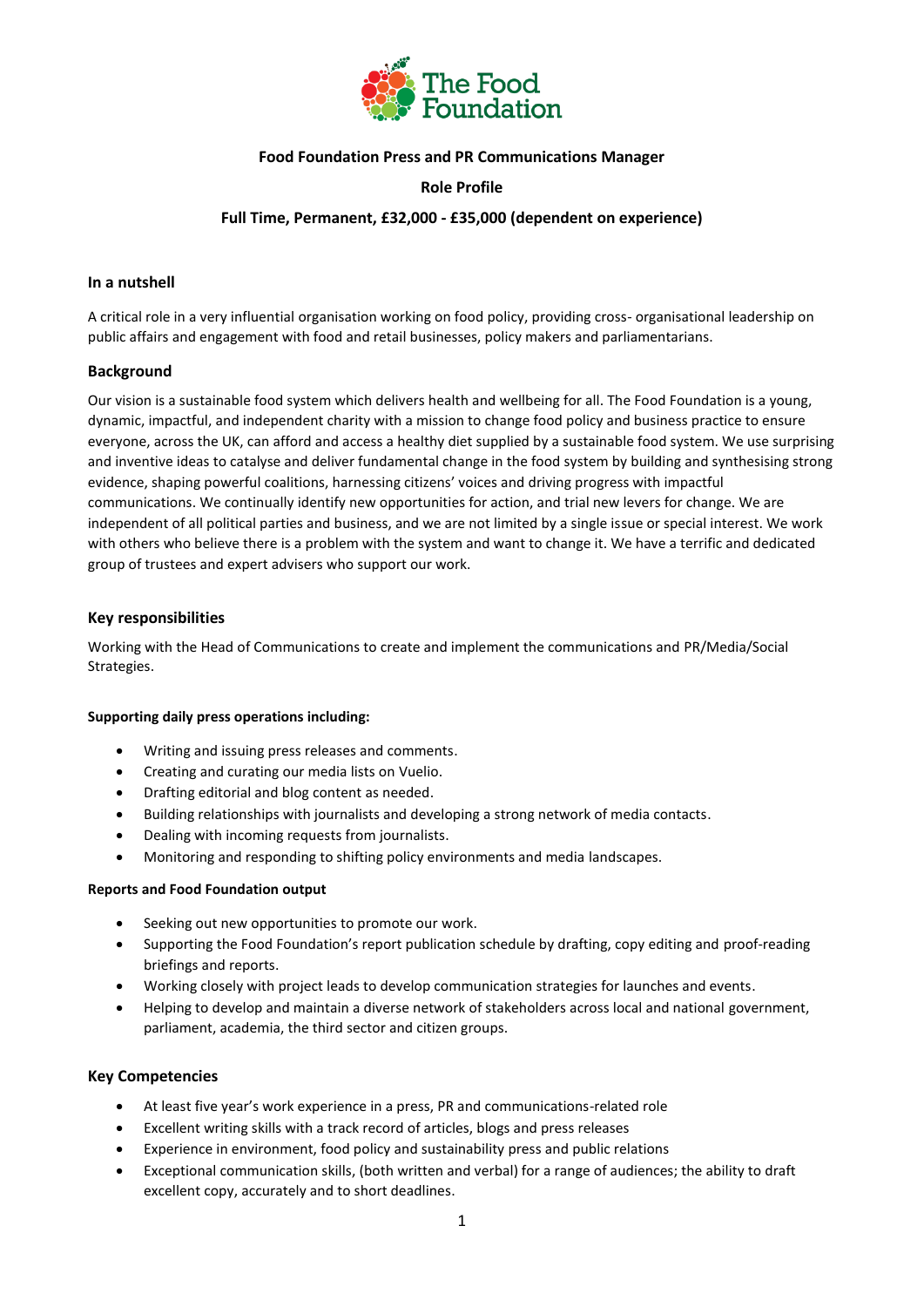**Food Foundation Press and PR Communications Manager**

**Role Profile**

**Full Time, Permanent, £32,000 - £35,000 (dependent on experience)**

## In a nutshell

A critical role in a very influential organisation working on food policy, providing cross- organisational leadership on public affairs and engagement with food and retail businesses, policy makers and parliamentarians.

## Background

Our vision is a sustainable food system which delivers health and wellbeing for all. The Food Foundation is a young, dynamic, impactful, and independent charity with a mission to change food policy and business practice to ensure everyone, across the UK, can afford and access a healthy diet supplied by a sustainable food system. We use surprising and inventive ideas to catalyse and deliver fundamental change in the food system by building and synthesising strong evidence, shaping powerful coalitions, harnessing citizens' voices and driving progress with impactful communications. We continually identify new opportunities for action, and trial new levers for change. We are independent of all political parties and business, and we are not limited by a single issue or special interest. We work with others who believe there is a problem with the system and want to change it. We have a terrific and dedicated group of trustees and expert advisers who support our work.

## Key responsibilities

Working with the Head of Communications to create and implement the communications and PR/Media/Social Strategies.

### Supporting daily press operations including:

- Writing and issuing press releases and comments.
- Creating and curating our media lists on Vuelio.
- Drafting editorial and blog content as needed.
- Building relationships with journalists and developing a strong network of media contacts.
- Dealing with incoming requests from journalists.
- Monitoring and responding to shifting policy environments and media landscapes.

### Reports and Food Foundation output

- Seeking out new opportunities to promote our work.
- Supporting the Food Foundation's report publication schedule by drafting, copy editing and proof-reading briefings and reports.
- Working closely with project leads to develop communication strategies for launches and events.
- Helping to develop and maintain a diverse network of stakeholders across local and national government, parliament, academia, the third sector and citizen groups.

## Key Competencies

- At least five year's work experience in a press, PR and communications-related role
- Excellent writing skills with a track record of articles, blogs and press releases
- Experience in environment, food policy and sustainability press and public relations
- Exceptional communication skills, (both written and verbal) for a range of audiences; the ability to draft excellent copy, accurately and to short deadlines.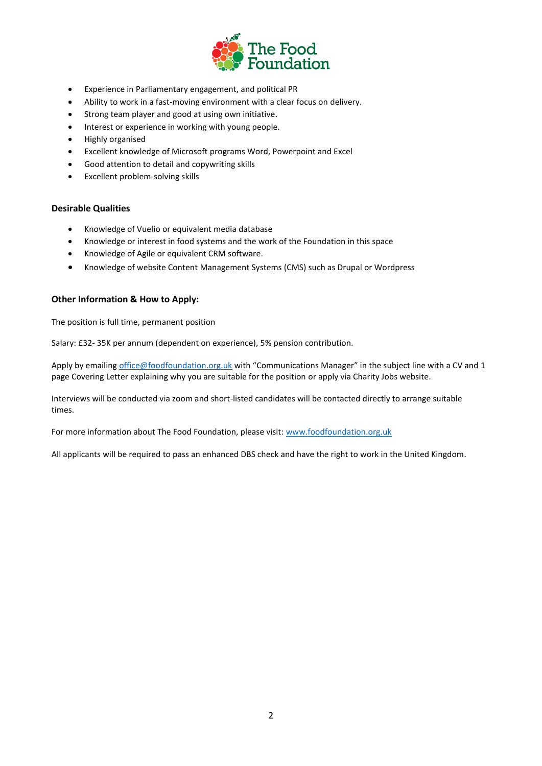- Experience in Parliamentary engagement, and political PR
- Ability to work in a fast-moving environment with a clear focus on delivery.
- Strong team player and good at using own initiative.
- Interest or experience in working with young people.
- Highly organised
- Excellent knowledge of Microsoft programs Word, Powerpoint and Excel
- Good attention to detail and copywriting skills
- Excellent problem-solving skills

**Desirable Qualities**

- Knowledge of Vuelio or equivalent media database
- Knowledge or interest in food systems and the work of the Foundation in this space
- Knowledge of Agile or equivalent CRM software.
- Knowledge of website Content Management Systems (CMS) such as Drupal or Wordpress

**Other Information & How to Apply:**

The position is full time, permanent position

Salary: £32- 35K per annum (dependent on experience), 5% pension contribution.

Apply by emailing office@foodfoundation.org.uk with "Communications Manager" in the subject line with a CV and 1 page Covering Letter explaining why you are suitable for the position or apply via Charity Jobs website.

Interviews will be conducted via zoom and short-listed candidates will be contacted directly to arrange suitable times.

For more information about The Food Foundation, please visit: www.foodfoundation.org.uk

All applicants will be required to pass an enhanced DBS check and have the right to work in the United Kingdom.